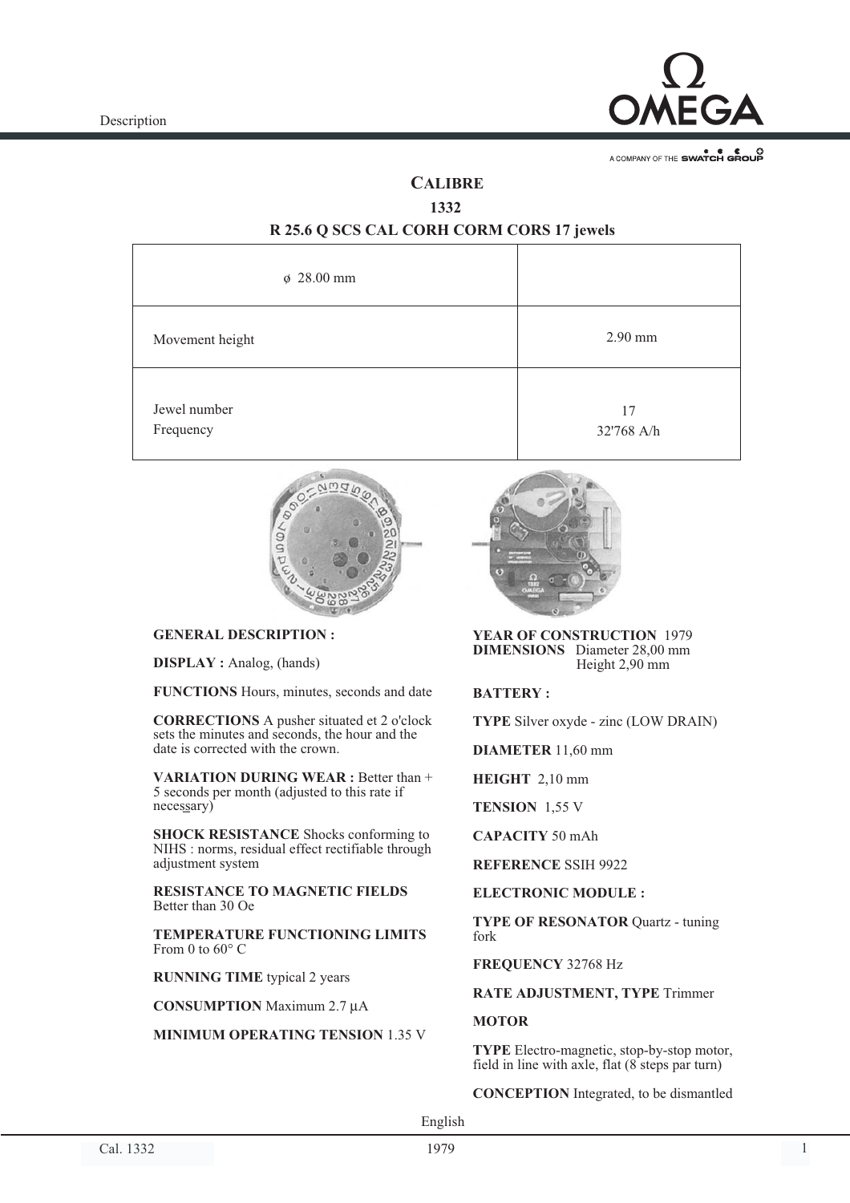Description

# CALIBRE

## 1332

### R 25.6 Q SCS CAL CORH CORM CORS 17 jewels

| | |
|---|---|
| ø 28.00 mm | |
| Movement height | 2.90 mm |
| Jewel number<br>Frequency | 17<br>32'768 A/h |

**GENERAL DESCRIPTION :**

**DISPLAY :** Analog, (hands)

**FUNCTIONS** Hours, minutes, seconds and date

**CORRECTIONS** A pusher situated et 2 o'clock sets the minutes and seconds, the hour and the date is corrected with the crown.

**VARIATION DURING WEAR :** Better than + 5 seconds per month (adjusted to this rate if necessary)

**SHOCK RESISTANCE** Shocks conforming to NIHS : norms, residual effect rectifiable through adjustment system

**RESISTANCE TO MAGNETIC FIELDS** Better than 30 Oe

**TEMPERATURE FUNCTIONING LIMITS** From 0 to 60° C

**RUNNING TIME** typical 2 years

**CONSUMPTION** Maximum 2.7 µA

**MINIMUM OPERATING TENSION** 1.35 V

**YEAR OF CONSTRUCTION** 1979
**DIMENSIONS** Diameter 28,00 mm
Height 2,90 mm

**BATTERY :**

**TYPE** Silver oxyde - zinc (LOW DRAIN)

**DIAMETER** 11,60 mm

**HEIGHT** 2,10 mm

**TENSION** 1,55 V

**CAPACITY** 50 mAh

**REFERENCE** SSIH 9922

**ELECTRONIC MODULE :**

**TYPE OF RESONATOR** Quartz - tuning fork

**FREQUENCY** 32768 Hz

**RATE ADJUSTMENT, TYPE** Trimmer

**MOTOR**

**TYPE** Electro-magnetic, stop-by-stop motor, field in line with axle, flat (8 steps par turn)

**CONCEPTION** Integrated, to be dismantled

English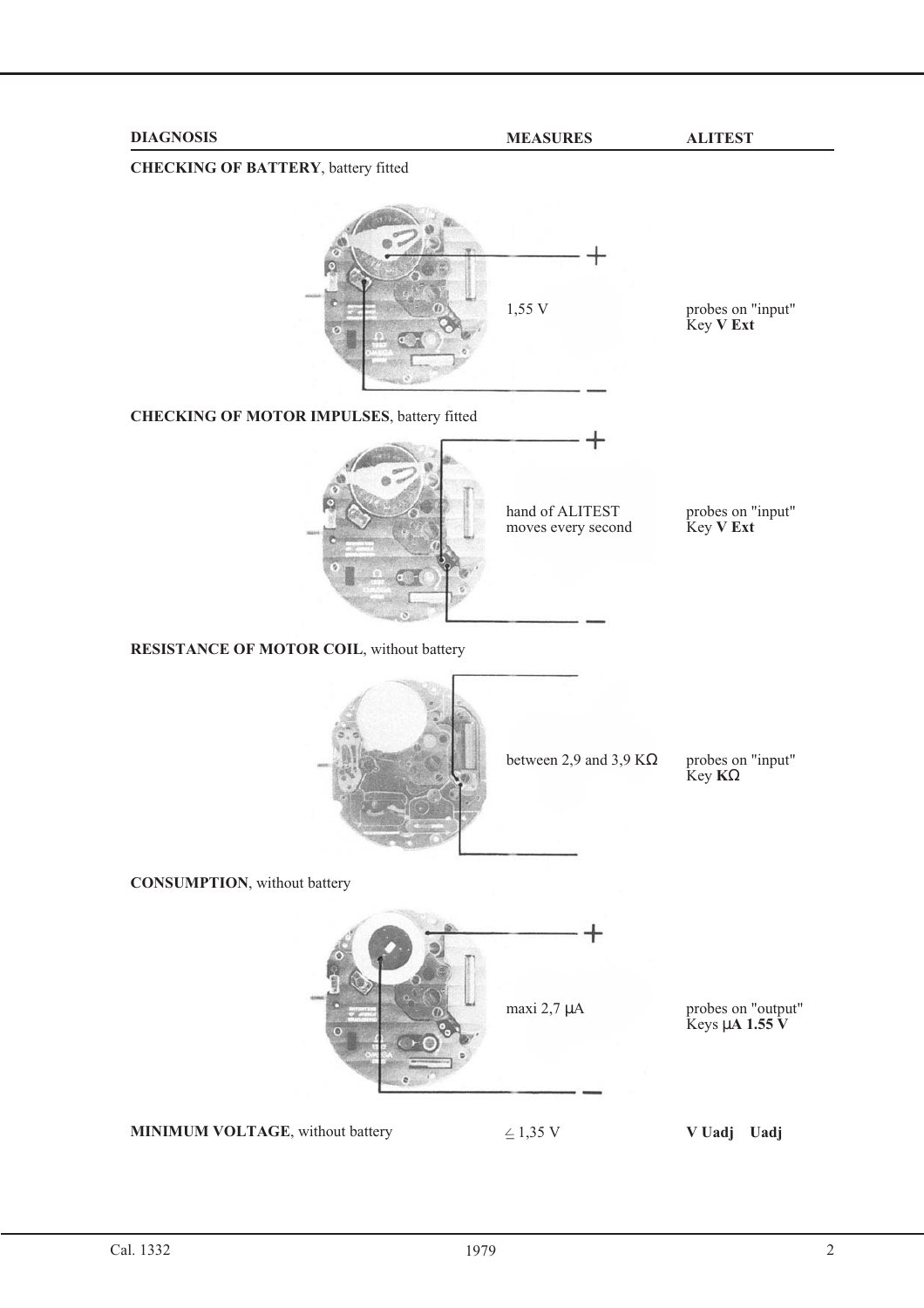| DIAGNOSIS | MEASURES | ALITEST |
|---|---|---|
| **CHECKING OF BATTERY**, battery fitted | | |
| | 1,55 V | probes on "input" Key **V Ext** |
| **CHECKING OF MOTOR IMPULSES**, battery fitted | | |
| | hand of ALITEST moves every second | probes on "input" Key **V Ext** |
| **RESISTANCE OF MOTOR COIL**, without battery | | |
| | between 2,9 and 3,9 KΩ | probes on "input" Key **KΩ** |
| **CONSUMPTION**, without battery | | |
| | maxi 2,7 μA | probes on "output" Keys **μA 1.55 V** |
| **MINIMUM VOLTAGE**, without battery | ≤ 1,35 V | **V Uadj Uadj** |

+

–

Cal. 1332

1979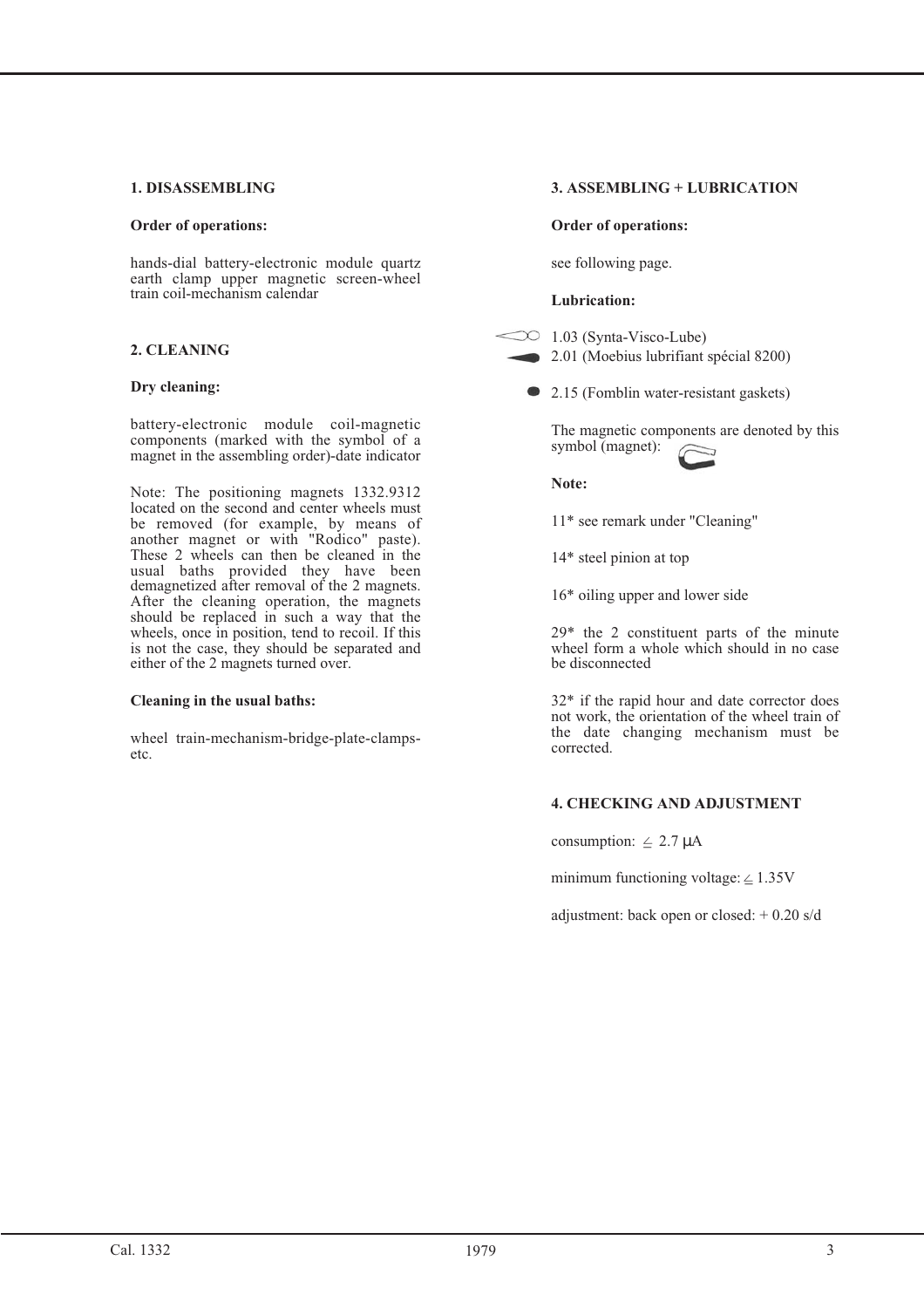## 1. DISASSEMBLING

**Order of operations:**

hands-dial battery-electronic module quartz earth clamp upper magnetic screen-wheel train coil-mechanism calendar

## 2. CLEANING

**Dry cleaning:**

battery-electronic module coil-magnetic components (marked with the symbol of a magnet in the assembling order)-date indicator

Note: The positioning magnets 1332.9312 located on the second and center wheels must be removed (for example, by means of another magnet or with "Rodico" paste). These 2 wheels can then be cleaned in the usual baths provided they have been demagnetized after removal of the 2 magnets. After the cleaning operation, the magnets should be replaced in such a way that the wheels, once in position, tend to recoil. If this is not the case, they should be separated and either of the 2 magnets turned over.

**Cleaning in the usual baths:**

wheel train-mechanism-bridge-plate-clamps-etc.

## 3. ASSEMBLING + LUBRICATION

**Order of operations:**

see following page.

**Lubrication:**

1.03 (Synta-Visco-Lube)

2.01 (Moebius lubrifiant spécial 8200)

2.15 (Fomblin water-resistant gaskets)

The magnetic components are denoted by this symbol (magnet):

**Note:**

11* see remark under "Cleaning"

14* steel pinion at top

16* oiling upper and lower side

29* the 2 constituent parts of the minute wheel form a whole which should in no case be disconnected

32* if the rapid hour and date corrector does not work, the orientation of the wheel train of the date changing mechanism must be corrected.

## 4. CHECKING AND ADJUSTMENT

consumption: $\leq$ 2.7 μA

minimum functioning voltage: $\leq$ 1.35V

adjustment: back open or closed: + 0.20 s/d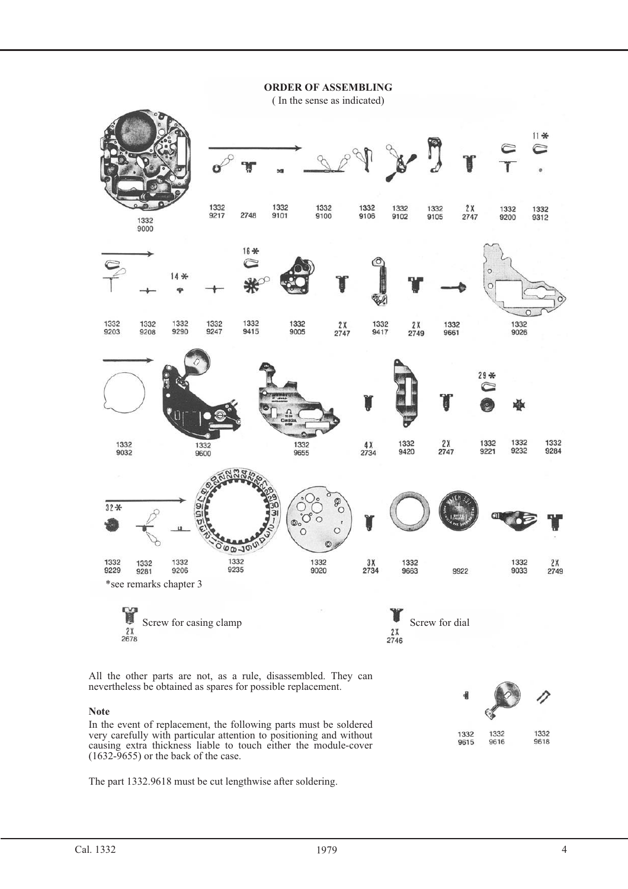## ORDER OF ASSEMBLING

( In the sense as indicated)

1332 9000

1332 9217 — 2748 — 1332 9101 — 1332 9100 — 1332 9106 — 1332 9102 — 1332 9105 — 2X 2747 — 1332 9200 — 11* 1332 9312

1332 9203 — 1332 9208 — 14* 1332 9290 — 1332 9247 — 16* 1332 9415 — 1332 9005 — 2X 2747 — 1332 9417 — 2X 2749 — 1332 9661 — 1332 9026

1332 9032 — 1332 9600 — 1332 9655 — 4X 2734 — 1332 9420 — 2X 2747 — 29* 1332 9221 — 1332 9232 — 1332 9284

32* 1332 9229 — 1332 9281 — 1332 9206 — 1332 9235 — 1332 9020 — 3X 2734 — 1332 9663 — 9922 — 1332 9033 — 2X 2749

*see remarks chapter 3

2X 2678 Screw for casing clamp

2X 2746 Screw for dial

All the other parts are not, as a rule, disassembled. They can nevertheless be obtained as spares for possible replacement.

**Note**

In the event of replacement, the following parts must be soldered very carefully with particular attention to positioning and without causing extra thickness liable to touch either the module-cover (1632-9655) or the back of the case.

1332 9615 — 1332 9616 — 1332 9618

The part 1332.9618 must be cut lengthwise after soldering.